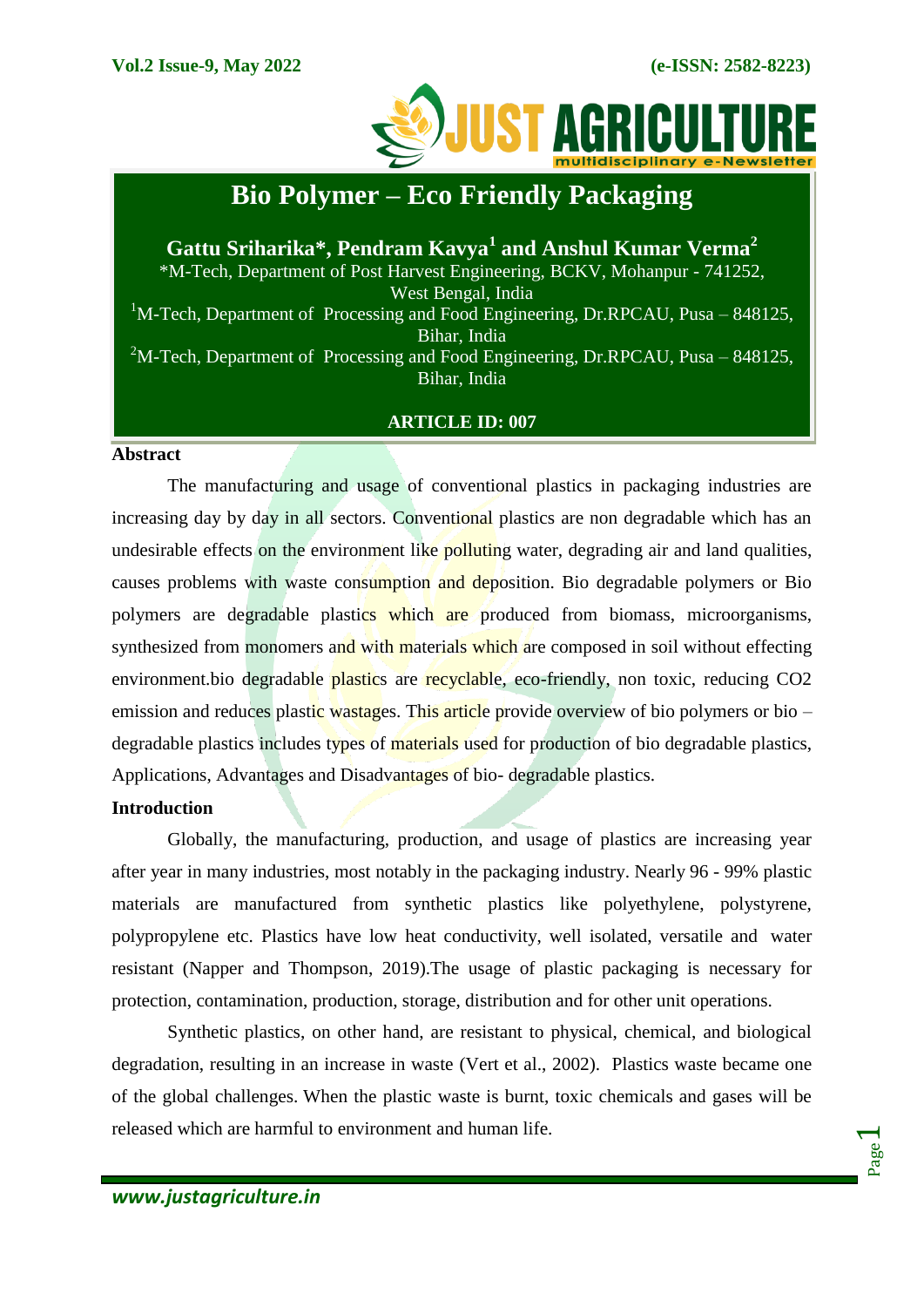# Bio Polymer – Eco Friendly Packaging

**Gattu Sriharika*, Pendram Kavya[1] and Anshul Kumar Verma[2]**

*M-Tech, Department of Post Harvest Engineering, BCKV, Mohanpur - 741252, West Bengal, India

[1]M-Tech, Department of Processing and Food Engineering, Dr.RPCAU, Pusa – 848125, Bihar, India

[2]M-Tech, Department of Processing and Food Engineering, Dr.RPCAU, Pusa – 848125, Bihar, India

**ARTICLE ID: 007**

## Abstract

The manufacturing and usage of conventional plastics in packaging industries are increasing day by day in all sectors. Conventional plastics are non degradable which has an undesirable effects on the environment like polluting water, degrading air and land qualities, causes problems with waste consumption and deposition. Bio degradable polymers or Bio polymers are degradable plastics which are produced from biomass, microorganisms, synthesized from monomers and with materials which are composed in soil without effecting environment.bio degradable plastics are recyclable, eco-friendly, non toxic, reducing CO2 emission and reduces plastic wastages. This article provide overview of bio polymers or bio – degradable plastics includes types of materials used for production of bio degradable plastics, Applications, Advantages and Disadvantages of bio- degradable plastics.

## Introduction

Globally, the manufacturing, production, and usage of plastics are increasing year after year in many industries, most notably in the packaging industry. Nearly 96 - 99% plastic materials are manufactured from synthetic plastics like polyethylene, polystyrene, polypropylene etc. Plastics have low heat conductivity, well isolated, versatile and water resistant (Napper and Thompson, 2019).The usage of plastic packaging is necessary for protection, contamination, production, storage, distribution and for other unit operations.

Synthetic plastics, on other hand, are resistant to physical, chemical, and biological degradation, resulting in an increase in waste (Vert et al., 2002). Plastics waste became one of the global challenges. When the plastic waste is burnt, toxic chemicals and gases will be released which are harmful to environment and human life.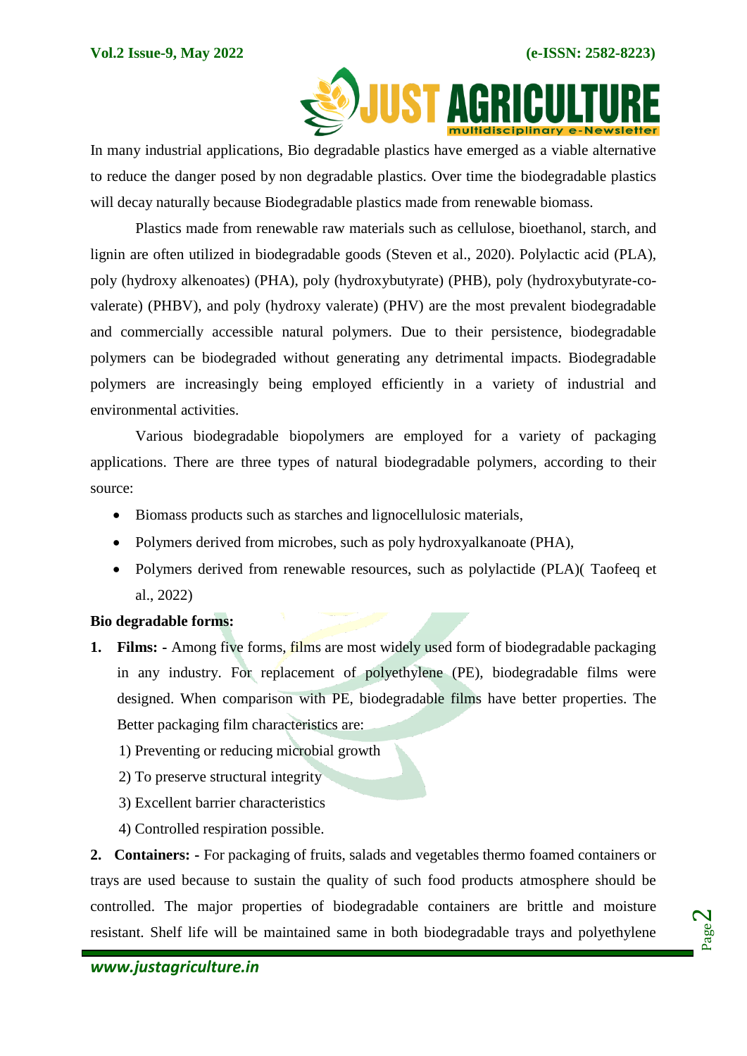In many industrial applications, Bio degradable plastics have emerged as a viable alternative to reduce the danger posed by non degradable plastics. Over time the biodegradable plastics will decay naturally because Biodegradable plastics made from renewable biomass.

Plastics made from renewable raw materials such as cellulose, bioethanol, starch, and lignin are often utilized in biodegradable goods (Steven et al., 2020). Polylactic acid (PLA), poly (hydroxy alkenoates) (PHA), poly (hydroxybutyrate) (PHB), poly (hydroxybutyrate-co-valerate) (PHBV), and poly (hydroxy valerate) (PHV) are the most prevalent biodegradable and commercially accessible natural polymers. Due to their persistence, biodegradable polymers can be biodegraded without generating any detrimental impacts. Biodegradable polymers are increasingly being employed efficiently in a variety of industrial and environmental activities.

Various biodegradable biopolymers are employed for a variety of packaging applications. There are three types of natural biodegradable polymers, according to their source:

- Biomass products such as starches and lignocellulosic materials,
- Polymers derived from microbes, such as poly hydroxyalkanoate (PHA),
- Polymers derived from renewable resources, such as polylactide (PLA)( Taofeeq et al., 2022)

**Bio degradable forms:**

1. **Films: -** Among five forms, films are most widely used form of biodegradable packaging in any industry. For replacement of polyethylene (PE), biodegradable films were designed. When comparison with PE, biodegradable films have better properties. The Better packaging film characteristics are:

   1) Preventing or reducing microbial growth
   2) To preserve structural integrity
   3) Excellent barrier characteristics
   4) Controlled respiration possible.

2. **Containers: -** For packaging of fruits, salads and vegetables thermo foamed containers or trays are used because to sustain the quality of such food products atmosphere should be controlled. The major properties of biodegradable containers are brittle and moisture resistant. Shelf life will be maintained same in both biodegradable trays and polyethylene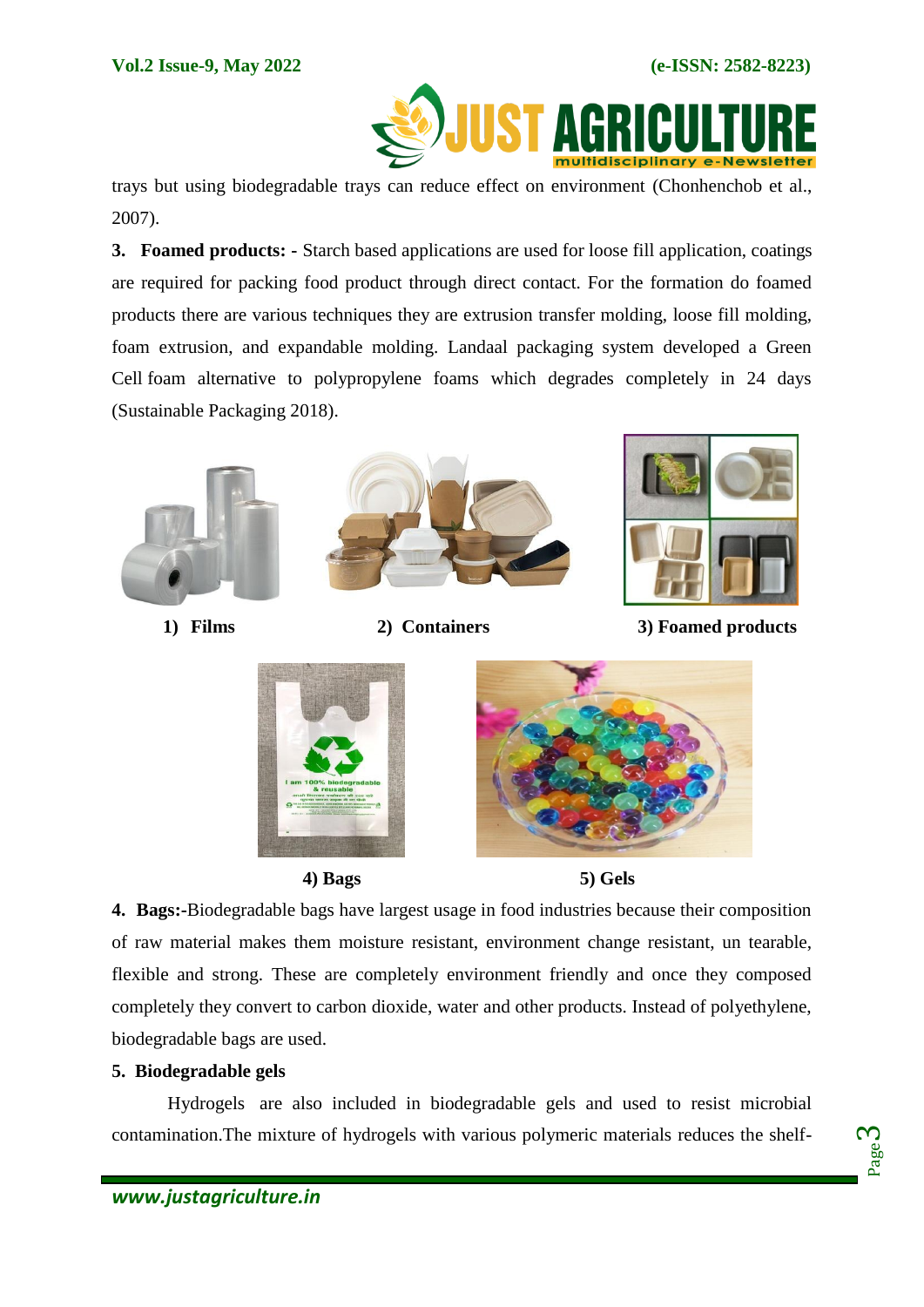trays but using biodegradable trays can reduce effect on environment (Chonhenchob et al., 2007).

**3. Foamed products: -** Starch based applications are used for loose fill application, coatings are required for packing food product through direct contact. For the formation do foamed products there are various techniques they are extrusion transfer molding, loose fill molding, foam extrusion, and expandable molding. Landaal packaging system developed a Green Cell foam alternative to polypropylene foams which degrades completely in 24 days (Sustainable Packaging 2018).

**1) Films**

**2) Containers**

**3) Foamed products**

**4) Bags**

**5) Gels**

**4. Bags:**-Biodegradable bags have largest usage in food industries because their composition of raw material makes them moisture resistant, environment change resistant, un tearable, flexible and strong. These are completely environment friendly and once they composed completely they convert to carbon dioxide, water and other products. Instead of polyethylene, biodegradable bags are used.

**5. Biodegradable gels**

Hydrogels are also included in biodegradable gels and used to resist microbial contamination.The mixture of hydrogels with various polymeric materials reduces the shelf-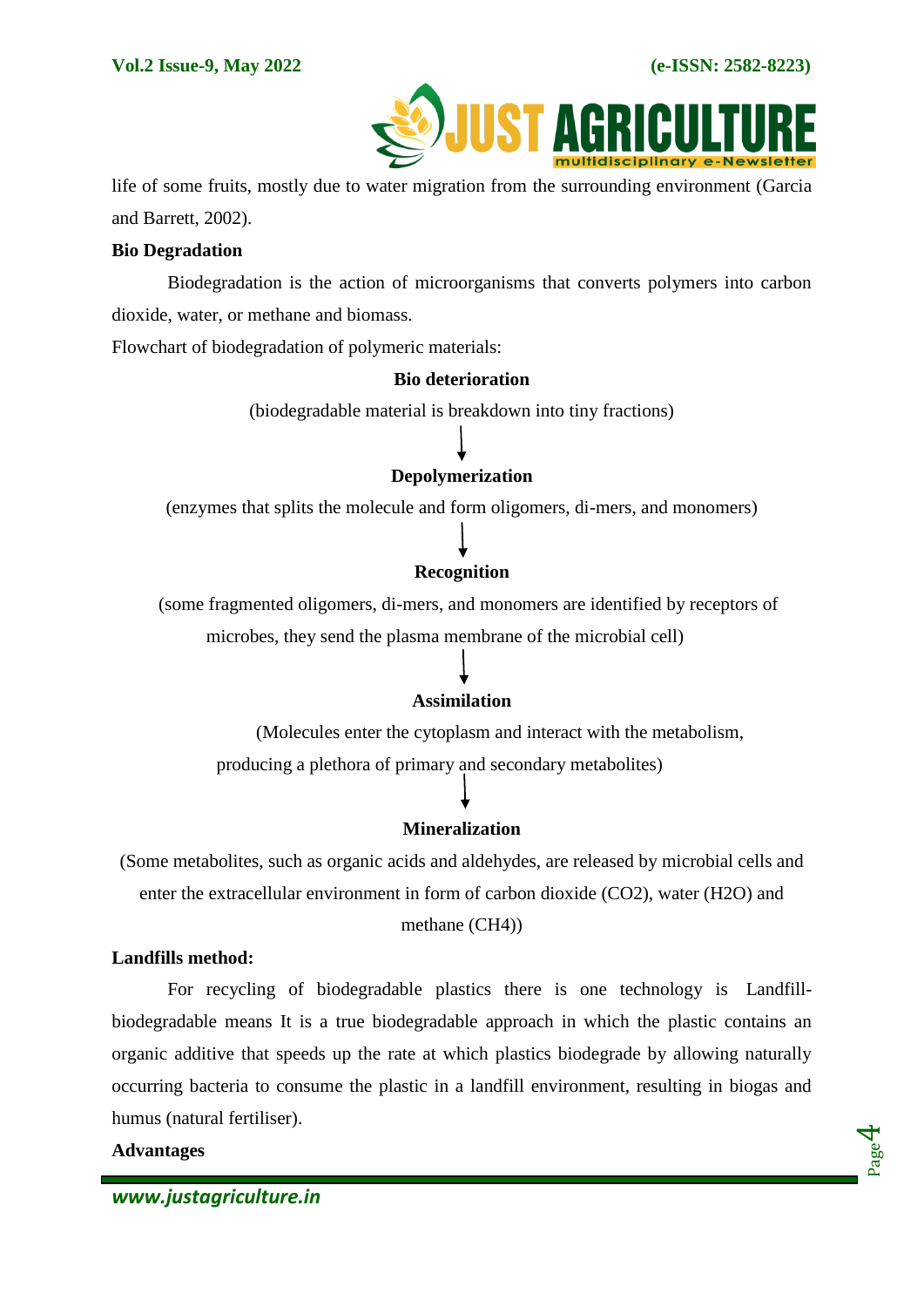life of some fruits, mostly due to water migration from the surrounding environment (Garcia and Barrett, 2002).

**Bio Degradation**

Biodegradation is the action of microorganisms that converts polymers into carbon dioxide, water, or methane and biomass.

Flowchart of biodegradation of polymeric materials:

**Bio deterioration**

(biodegradable material is breakdown into tiny fractions)

↓

**Depolymerization**

(enzymes that splits the molecule and form oligomers, di-mers, and monomers)

↓

**Recognition**

(some fragmented oligomers, di-mers, and monomers are identified by receptors of microbes, they send the plasma membrane of the microbial cell)

↓

**Assimilation**

(Molecules enter the cytoplasm and interact with the metabolism, producing a plethora of primary and secondary metabolites)

↓

**Mineralization**

(Some metabolites, such as organic acids and aldehydes, are released by microbial cells and enter the extracellular environment in form of carbon dioxide ($CO_2$), water ($H_2O$) and methane ($CH_4$))

**Landfills method:**

For recycling of biodegradable plastics there is one technology is Landfill-biodegradable means It is a true biodegradable approach in which the plastic contains an organic additive that speeds up the rate at which plastics biodegrade by allowing naturally occurring bacteria to consume the plastic in a landfill environment, resulting in biogas and humus (natural fertiliser).

**Advantages**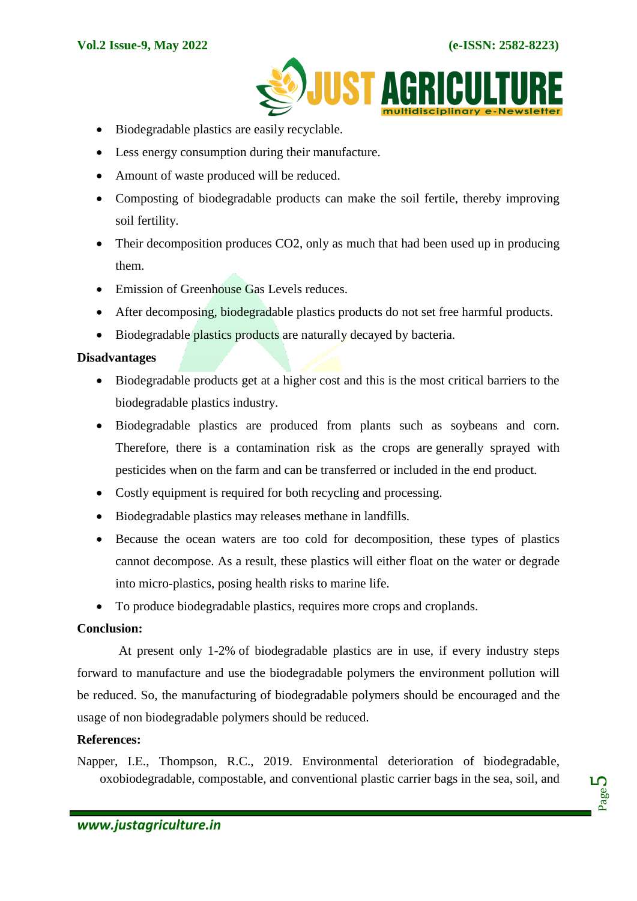- Biodegradable plastics are easily recyclable.
- Less energy consumption during their manufacture.
- Amount of waste produced will be reduced.
- Composting of biodegradable products can make the soil fertile, thereby improving soil fertility.
- Their decomposition produces $CO_2$, only as much that had been used up in producing them.
- Emission of Greenhouse Gas Levels reduces.
- After decomposing, biodegradable plastics products do not set free harmful products.
- Biodegradable plastics products are naturally decayed by bacteria.

**Disadvantages**

- Biodegradable products get at a higher cost and this is the most critical barriers to the biodegradable plastics industry.
- Biodegradable plastics are produced from plants such as soybeans and corn. Therefore, there is a contamination risk as the crops are generally sprayed with pesticides when on the farm and can be transferred or included in the end product.
- Costly equipment is required for both recycling and processing.
- Biodegradable plastics may releases methane in landfills.
- Because the ocean waters are too cold for decomposition, these types of plastics cannot decompose. As a result, these plastics will either float on the water or degrade into micro-plastics, posing health risks to marine life.
- To produce biodegradable plastics, requires more crops and croplands.

**Conclusion:**

At present only 1-2% of biodegradable plastics are in use, if every industry steps forward to manufacture and use the biodegradable polymers the environment pollution will be reduced. So, the manufacturing of biodegradable polymers should be encouraged and the usage of non biodegradable polymers should be reduced.

**References:**

Napper, I.E., Thompson, R.C., 2019. Environmental deterioration of biodegradable, oxobiodegradable, compostable, and conventional plastic carrier bags in the sea, soil, and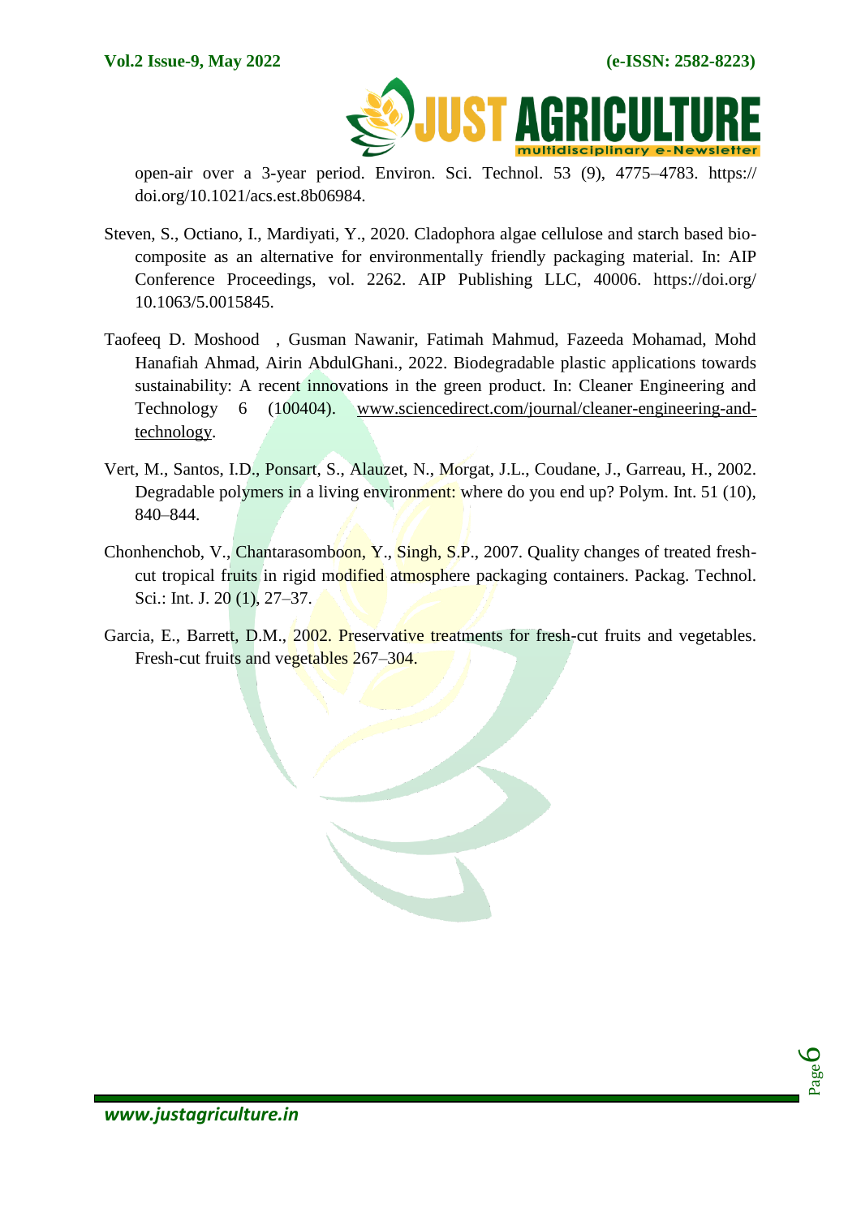open-air over a 3-year period. Environ. Sci. Technol. 53 (9), 4775–4783. https:// doi.org/10.1021/acs.est.8b06984.

Steven, S., Octiano, I., Mardiyati, Y., 2020. Cladophora algae cellulose and starch based bio-composite as an alternative for environmentally friendly packaging material. In: AIP Conference Proceedings, vol. 2262. AIP Publishing LLC, 40006. https://doi.org/ 10.1063/5.0015845.

Taofeeq D. Moshood , Gusman Nawanir, Fatimah Mahmud, Fazeeda Mohamad, Mohd Hanafiah Ahmad, Airin AbdulGhani., 2022. Biodegradable plastic applications towards sustainability: A recent innovations in the green product. In: Cleaner Engineering and Technology 6 (100404). www.sciencedirect.com/journal/cleaner-engineering-and-technology.

Vert, M., Santos, I.D., Ponsart, S., Alauzet, N., Morgat, J.L., Coudane, J., Garreau, H., 2002. Degradable polymers in a living environment: where do you end up? Polym. Int. 51 (10), 840–844.

Chonhenchob, V., Chantarasomboon, Y., Singh, S.P., 2007. Quality changes of treated fresh-cut tropical fruits in rigid modified atmosphere packaging containers. Packag. Technol. Sci.: Int. J. 20 (1), 27–37.

Garcia, E., Barrett, D.M., 2002. Preservative treatments for fresh-cut fruits and vegetables. Fresh-cut fruits and vegetables 267–304.